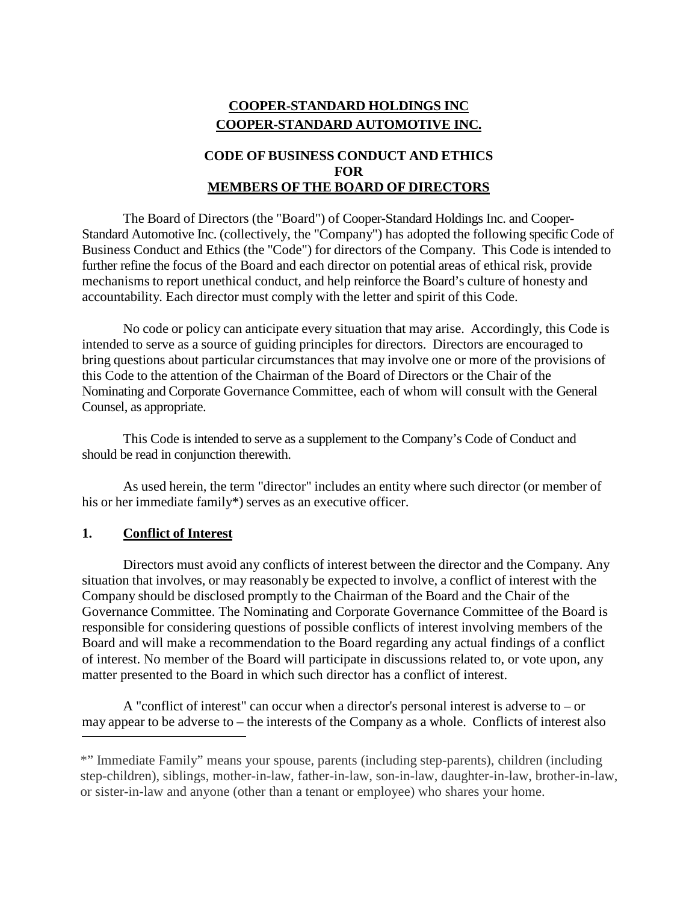**COOPER-STANDARD HOLDINGS INC**
**COOPER-STANDARD AUTOMOTIVE INC.**

**CODE OF BUSINESS CONDUCT AND ETHICS**
**FOR**
**MEMBERS OF THE BOARD OF DIRECTORS**

The Board of Directors (the "Board") of Cooper-Standard Holdings Inc. and Cooper-Standard Automotive Inc. (collectively, the "Company") has adopted the following specific Code of Business Conduct and Ethics (the "Code") for directors of the Company. This Code is intended to further refine the focus of the Board and each director on potential areas of ethical risk, provide mechanisms to report unethical conduct, and help reinforce the Board's culture of honesty and accountability. Each director must comply with the letter and spirit of this Code.

No code or policy can anticipate every situation that may arise. Accordingly, this Code is intended to serve as a source of guiding principles for directors. Directors are encouraged to bring questions about particular circumstances that may involve one or more of the provisions of this Code to the attention of the Chairman of the Board of Directors or the Chair of the Nominating and Corporate Governance Committee, each of whom will consult with the General Counsel, as appropriate.

This Code is intended to serve as a supplement to the Company's Code of Conduct and should be read in conjunction therewith.

As used herein, the term "director" includes an entity where such director (or member of his or her immediate family*) serves as an executive officer.

## 1. Conflict of Interest

Directors must avoid any conflicts of interest between the director and the Company. Any situation that involves, or may reasonably be expected to involve, a conflict of interest with the Company should be disclosed promptly to the Chairman of the Board and the Chair of the Governance Committee. The Nominating and Corporate Governance Committee of the Board is responsible for considering questions of possible conflicts of interest involving members of the Board and will make a recommendation to the Board regarding any actual findings of a conflict of interest. No member of the Board will participate in discussions related to, or vote upon, any matter presented to the Board in which such director has a conflict of interest.

A "conflict of interest" can occur when a director's personal interest is adverse to – or may appear to be adverse to – the interests of the Company as a whole. Conflicts of interest also

---

*" Immediate Family" means your spouse, parents (including step-parents), children (including step-children), siblings, mother-in-law, father-in-law, son-in-law, daughter-in-law, brother-in-law, or sister-in-law and anyone (other than a tenant or employee) who shares your home.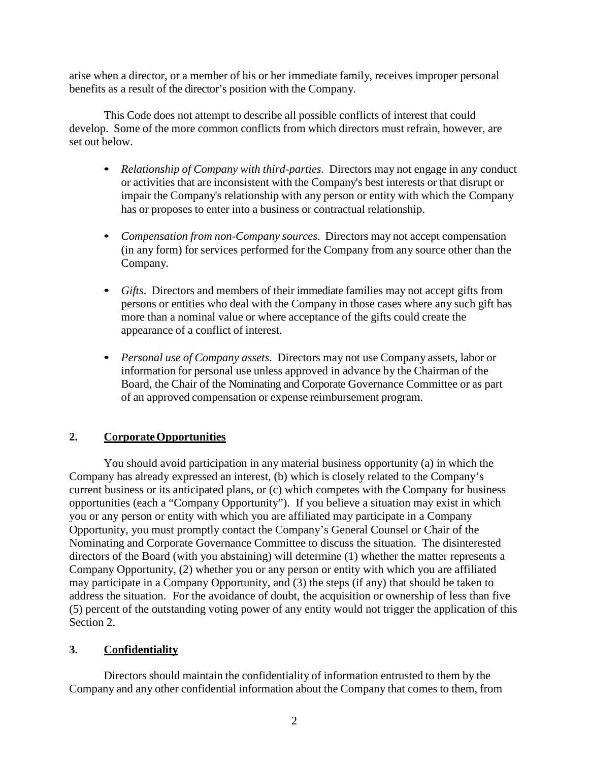arise when a director, or a member of his or her immediate family, receives improper personal benefits as a result of the director's position with the Company.

This Code does not attempt to describe all possible conflicts of interest that could develop. Some of the more common conflicts from which directors must refrain, however, are set out below.

- *Relationship of Company with third-parties*. Directors may not engage in any conduct or activities that are inconsistent with the Company's best interests or that disrupt or impair the Company's relationship with any person or entity with which the Company has or proposes to enter into a business or contractual relationship.
- *Compensation from non-Company sources*. Directors may not accept compensation (in any form) for services performed for the Company from any source other than the Company.
- *Gifts*. Directors and members of their immediate families may not accept gifts from persons or entities who deal with the Company in those cases where any such gift has more than a nominal value or where acceptance of the gifts could create the appearance of a conflict of interest.
- *Personal use of Company assets*. Directors may not use Company assets, labor or information for personal use unless approved in advance by the Chairman of the Board, the Chair of the Nominating and Corporate Governance Committee or as part of an approved compensation or expense reimbursement program.

## 2. Corporate Opportunities

You should avoid participation in any material business opportunity (a) in which the Company has already expressed an interest, (b) which is closely related to the Company's current business or its anticipated plans, or (c) which competes with the Company for business opportunities (each a "Company Opportunity"). If you believe a situation may exist in which you or any person or entity with which you are affiliated may participate in a Company Opportunity, you must promptly contact the Company's General Counsel or Chair of the Nominating and Corporate Governance Committee to discuss the situation. The disinterested directors of the Board (with you abstaining) will determine (1) whether the matter represents a Company Opportunity, (2) whether you or any person or entity with which you are affiliated may participate in a Company Opportunity, and (3) the steps (if any) that should be taken to address the situation. For the avoidance of doubt, the acquisition or ownership of less than five (5) percent of the outstanding voting power of any entity would not trigger the application of this Section 2.

## 3. Confidentiality

Directors should maintain the confidentiality of information entrusted to them by the Company and any other confidential information about the Company that comes to them, from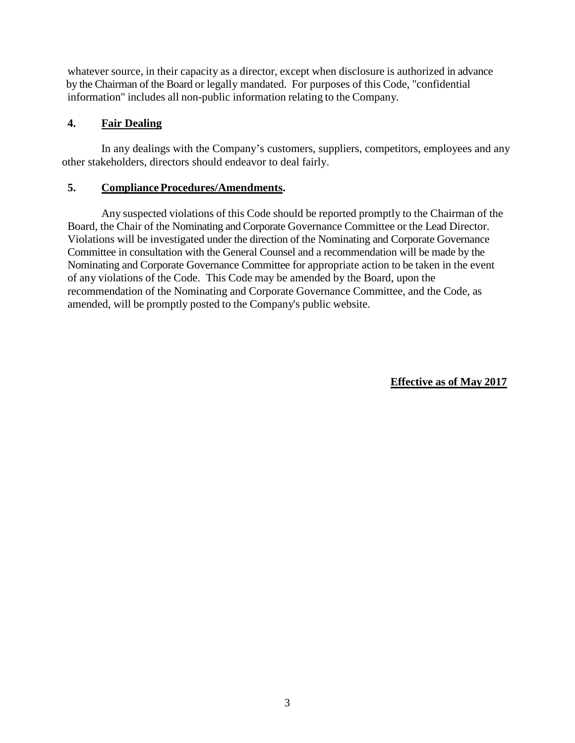whatever source, in their capacity as a director, except when disclosure is authorized in advance by the Chairman of the Board or legally mandated. For purposes of this Code, "confidential information" includes all non-public information relating to the Company.

## 4. **Fair Dealing**

In any dealings with the Company's customers, suppliers, competitors, employees and any other stakeholders, directors should endeavor to deal fairly.

## 5. **Compliance Procedures/Amendments.**

Any suspected violations of this Code should be reported promptly to the Chairman of the Board, the Chair of the Nominating and Corporate Governance Committee or the Lead Director. Violations will be investigated under the direction of the Nominating and Corporate Governance Committee in consultation with the General Counsel and a recommendation will be made by the Nominating and Corporate Governance Committee for appropriate action to be taken in the event of any violations of the Code. This Code may be amended by the Board, upon the recommendation of the Nominating and Corporate Governance Committee, and the Code, as amended, will be promptly posted to the Company's public website.

**Effective as of May 2017**